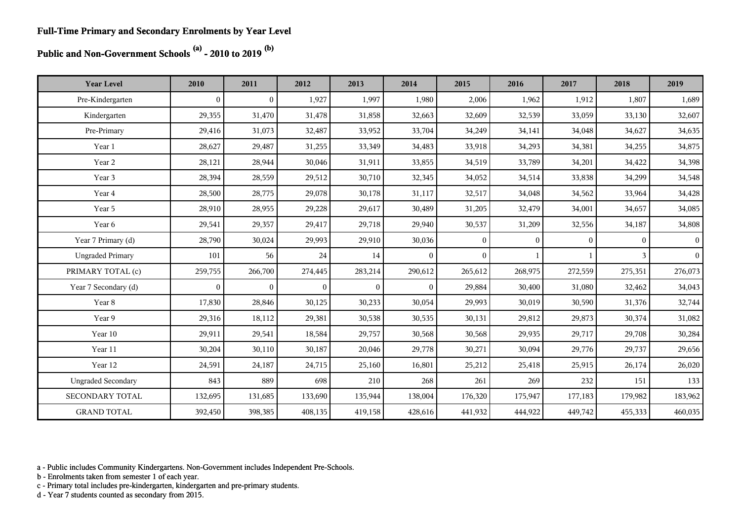**Full-Time Primary and Secondary Enrolments by Year Level**

**Public and Non-Government Schools [(a)] - 2010 to 2019 [(b)]**

| Year Level | 2010 | 2011 | 2012 | 2013 | 2014 | 2015 | 2016 | 2017 | 2018 | 2019 |
|---|---|---|---|---|---|---|---|---|---|---|
| Pre-Kindergarten | 0 | 0 | 1,927 | 1,997 | 1,980 | 2,006 | 1,962 | 1,912 | 1,807 | 1,689 |
| Kindergarten | 29,355 | 31,470 | 31,478 | 31,858 | 32,663 | 32,609 | 32,539 | 33,059 | 33,130 | 32,607 |
| Pre-Primary | 29,416 | 31,073 | 32,487 | 33,952 | 33,704 | 34,249 | 34,141 | 34,048 | 34,627 | 34,635 |
| Year 1 | 28,627 | 29,487 | 31,255 | 33,349 | 34,483 | 33,918 | 34,293 | 34,381 | 34,255 | 34,875 |
| Year 2 | 28,121 | 28,944 | 30,046 | 31,911 | 33,855 | 34,519 | 33,789 | 34,201 | 34,422 | 34,398 |
| Year 3 | 28,394 | 28,559 | 29,512 | 30,710 | 32,345 | 34,052 | 34,514 | 33,838 | 34,299 | 34,548 |
| Year 4 | 28,500 | 28,775 | 29,078 | 30,178 | 31,117 | 32,517 | 34,048 | 34,562 | 33,964 | 34,428 |
| Year 5 | 28,910 | 28,955 | 29,228 | 29,617 | 30,489 | 31,205 | 32,479 | 34,001 | 34,657 | 34,085 |
| Year 6 | 29,541 | 29,357 | 29,417 | 29,718 | 29,940 | 30,537 | 31,209 | 32,556 | 34,187 | 34,808 |
| Year 7 Primary (d) | 28,790 | 30,024 | 29,993 | 29,910 | 30,036 | 0 | 0 | 0 | 0 | 0 |
| Ungraded Primary | 101 | 56 | 24 | 14 | 0 | 0 | 1 | 1 | 3 | 0 |
| PRIMARY TOTAL (c) | 259,755 | 266,700 | 274,445 | 283,214 | 290,612 | 265,612 | 268,975 | 272,559 | 275,351 | 276,073 |
| Year 7 Secondary (d) | 0 | 0 | 0 | 0 | 0 | 29,884 | 30,400 | 31,080 | 32,462 | 34,043 |
| Year 8 | 17,830 | 28,846 | 30,125 | 30,233 | 30,054 | 29,993 | 30,019 | 30,590 | 31,376 | 32,744 |
| Year 9 | 29,316 | 18,112 | 29,381 | 30,538 | 30,535 | 30,131 | 29,812 | 29,873 | 30,374 | 31,082 |
| Year 10 | 29,911 | 29,541 | 18,584 | 29,757 | 30,568 | 30,568 | 29,935 | 29,717 | 29,708 | 30,284 |
| Year 11 | 30,204 | 30,110 | 30,187 | 20,046 | 29,778 | 30,271 | 30,094 | 29,776 | 29,737 | 29,656 |
| Year 12 | 24,591 | 24,187 | 24,715 | 25,160 | 16,801 | 25,212 | 25,418 | 25,915 | 26,174 | 26,020 |
| Ungraded Secondary | 843 | 889 | 698 | 210 | 268 | 261 | 269 | 232 | 151 | 133 |
| SECONDARY TOTAL | 132,695 | 131,685 | 133,690 | 135,944 | 138,004 | 176,320 | 175,947 | 177,183 | 179,982 | 183,962 |
| GRAND TOTAL | 392,450 | 398,385 | 408,135 | 419,158 | 428,616 | 441,932 | 444,922 | 449,742 | 455,333 | 460,035 |

a - Public includes Community Kindergartens. Non-Government includes Independent Pre-Schools.
b - Enrolments taken from semester 1 of each year.
c - Primary total includes pre-kindergarten, kindergarten and pre-primary students.
d - Year 7 students counted as secondary from 2015.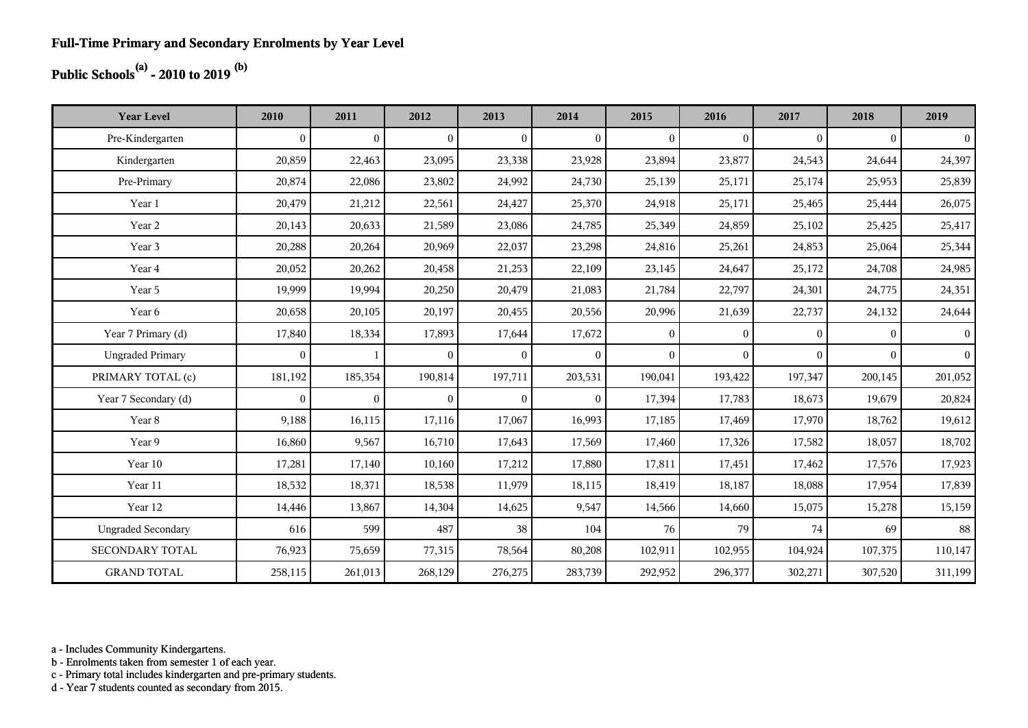# Full-Time Primary and Secondary Enrolments by Year Level

## Public Schools[a] - 2010 to 2019 [b]

| Year Level | 2010 | 2011 | 2012 | 2013 | 2014 | 2015 | 2016 | 2017 | 2018 | 2019 |
|---|---|---|---|---|---|---|---|---|---|---|
| Pre-Kindergarten | 0 | 0 | 0 | 0 | 0 | 0 | 0 | 0 | 0 | 0 |
| Kindergarten | 20,859 | 22,463 | 23,095 | 23,338 | 23,928 | 23,894 | 23,877 | 24,543 | 24,644 | 24,397 |
| Pre-Primary | 20,874 | 22,086 | 23,802 | 24,992 | 24,730 | 25,139 | 25,171 | 25,174 | 25,953 | 25,839 |
| Year 1 | 20,479 | 21,212 | 22,561 | 24,427 | 25,370 | 24,918 | 25,171 | 25,465 | 25,444 | 26,075 |
| Year 2 | 20,143 | 20,633 | 21,589 | 23,086 | 24,785 | 25,349 | 24,859 | 25,102 | 25,425 | 25,417 |
| Year 3 | 20,288 | 20,264 | 20,969 | 22,037 | 23,298 | 24,816 | 25,261 | 24,853 | 25,064 | 25,344 |
| Year 4 | 20,052 | 20,262 | 20,458 | 21,253 | 22,109 | 23,145 | 24,647 | 25,172 | 24,708 | 24,985 |
| Year 5 | 19,999 | 19,994 | 20,250 | 20,479 | 21,083 | 21,784 | 22,797 | 24,301 | 24,775 | 24,351 |
| Year 6 | 20,658 | 20,105 | 20,197 | 20,455 | 20,556 | 20,996 | 21,639 | 22,737 | 24,132 | 24,644 |
| Year 7 Primary (d) | 17,840 | 18,334 | 17,893 | 17,644 | 17,672 | 0 | 0 | 0 | 0 | 0 |
| Ungraded Primary | 0 | 1 | 0 | 0 | 0 | 0 | 0 | 0 | 0 | 0 |
| PRIMARY TOTAL (c) | 181,192 | 185,354 | 190,814 | 197,711 | 203,531 | 190,041 | 193,422 | 197,347 | 200,145 | 201,052 |
| Year 7 Secondary (d) | 0 | 0 | 0 | 0 | 0 | 17,394 | 17,783 | 18,673 | 19,679 | 20,824 |
| Year 8 | 9,188 | 16,115 | 17,116 | 17,067 | 16,993 | 17,185 | 17,469 | 17,970 | 18,762 | 19,612 |
| Year 9 | 16,860 | 9,567 | 16,710 | 17,643 | 17,569 | 17,460 | 17,326 | 17,582 | 18,057 | 18,702 |
| Year 10 | 17,281 | 17,140 | 10,160 | 17,212 | 17,880 | 17,811 | 17,451 | 17,462 | 17,576 | 17,923 |
| Year 11 | 18,532 | 18,371 | 18,538 | 11,979 | 18,115 | 18,419 | 18,187 | 18,088 | 17,954 | 17,839 |
| Year 12 | 14,446 | 13,867 | 14,304 | 14,625 | 9,547 | 14,566 | 14,660 | 15,075 | 15,278 | 15,159 |
| Ungraded Secondary | 616 | 599 | 487 | 38 | 104 | 76 | 79 | 74 | 69 | 88 |
| SECONDARY TOTAL | 76,923 | 75,659 | 77,315 | 78,564 | 80,208 | 102,911 | 102,955 | 104,924 | 107,375 | 110,147 |
| GRAND TOTAL | 258,115 | 261,013 | 268,129 | 276,275 | 283,739 | 292,952 | 296,377 | 302,271 | 307,520 | 311,199 |

a - Includes Community Kindergartens.
b - Enrolments taken from semester 1 of each year.
c - Primary total includes kindergarten and pre-primary students.
d - Year 7 students counted as secondary from 2015.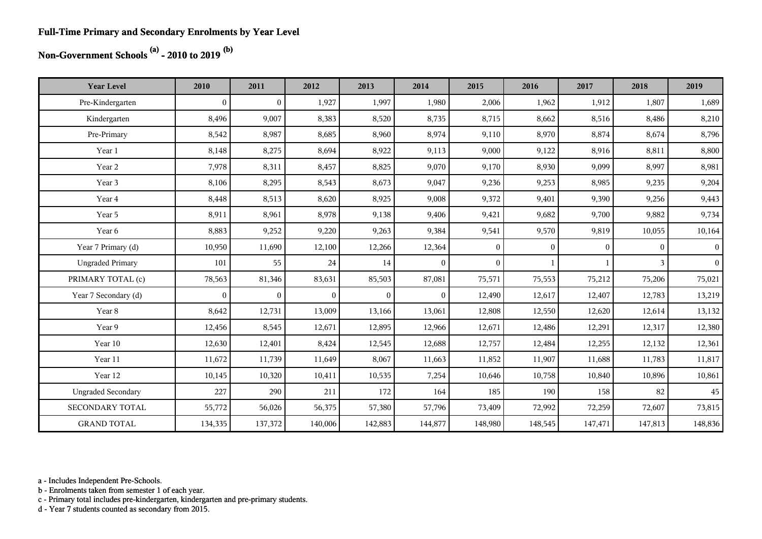# Full-Time Primary and Secondary Enrolments by Year Level

## Non-Government Schools [a] - 2010 to 2019 [b]

| Year Level | 2010 | 2011 | 2012 | 2013 | 2014 | 2015 | 2016 | 2017 | 2018 | 2019 |
|---|---|---|---|---|---|---|---|---|---|---|
| Pre-Kindergarten | 0 | 0 | 1,927 | 1,997 | 1,980 | 2,006 | 1,962 | 1,912 | 1,807 | 1,689 |
| Kindergarten | 8,496 | 9,007 | 8,383 | 8,520 | 8,735 | 8,715 | 8,662 | 8,516 | 8,486 | 8,210 |
| Pre-Primary | 8,542 | 8,987 | 8,685 | 8,960 | 8,974 | 9,110 | 8,970 | 8,874 | 8,674 | 8,796 |
| Year 1 | 8,148 | 8,275 | 8,694 | 8,922 | 9,113 | 9,000 | 9,122 | 8,916 | 8,811 | 8,800 |
| Year 2 | 7,978 | 8,311 | 8,457 | 8,825 | 9,070 | 9,170 | 8,930 | 9,099 | 8,997 | 8,981 |
| Year 3 | 8,106 | 8,295 | 8,543 | 8,673 | 9,047 | 9,236 | 9,253 | 8,985 | 9,235 | 9,204 |
| Year 4 | 8,448 | 8,513 | 8,620 | 8,925 | 9,008 | 9,372 | 9,401 | 9,390 | 9,256 | 9,443 |
| Year 5 | 8,911 | 8,961 | 8,978 | 9,138 | 9,406 | 9,421 | 9,682 | 9,700 | 9,882 | 9,734 |
| Year 6 | 8,883 | 9,252 | 9,220 | 9,263 | 9,384 | 9,541 | 9,570 | 9,819 | 10,055 | 10,164 |
| Year 7 Primary (d) | 10,950 | 11,690 | 12,100 | 12,266 | 12,364 | 0 | 0 | 0 | 0 | 0 |
| Ungraded Primary | 101 | 55 | 24 | 14 | 0 | 0 | 1 | 1 | 3 | 0 |
| PRIMARY TOTAL (c) | 78,563 | 81,346 | 83,631 | 85,503 | 87,081 | 75,571 | 75,553 | 75,212 | 75,206 | 75,021 |
| Year 7 Secondary (d) | 0 | 0 | 0 | 0 | 0 | 12,490 | 12,617 | 12,407 | 12,783 | 13,219 |
| Year 8 | 8,642 | 12,731 | 13,009 | 13,166 | 13,061 | 12,808 | 12,550 | 12,620 | 12,614 | 13,132 |
| Year 9 | 12,456 | 8,545 | 12,671 | 12,895 | 12,966 | 12,671 | 12,486 | 12,291 | 12,317 | 12,380 |
| Year 10 | 12,630 | 12,401 | 8,424 | 12,545 | 12,688 | 12,757 | 12,484 | 12,255 | 12,132 | 12,361 |
| Year 11 | 11,672 | 11,739 | 11,649 | 8,067 | 11,663 | 11,852 | 11,907 | 11,688 | 11,783 | 11,817 |
| Year 12 | 10,145 | 10,320 | 10,411 | 10,535 | 7,254 | 10,646 | 10,758 | 10,840 | 10,896 | 10,861 |
| Ungraded Secondary | 227 | 290 | 211 | 172 | 164 | 185 | 190 | 158 | 82 | 45 |
| SECONDARY TOTAL | 55,772 | 56,026 | 56,375 | 57,380 | 57,796 | 73,409 | 72,992 | 72,259 | 72,607 | 73,815 |
| GRAND TOTAL | 134,335 | 137,372 | 140,006 | 142,883 | 144,877 | 148,980 | 148,545 | 147,471 | 147,813 | 148,836 |

a - Includes Independent Pre-Schools.
b - Enrolments taken from semester 1 of each year.
c - Primary total includes pre-kindergarten, kindergarten and pre-primary students.
d - Year 7 students counted as secondary from 2015.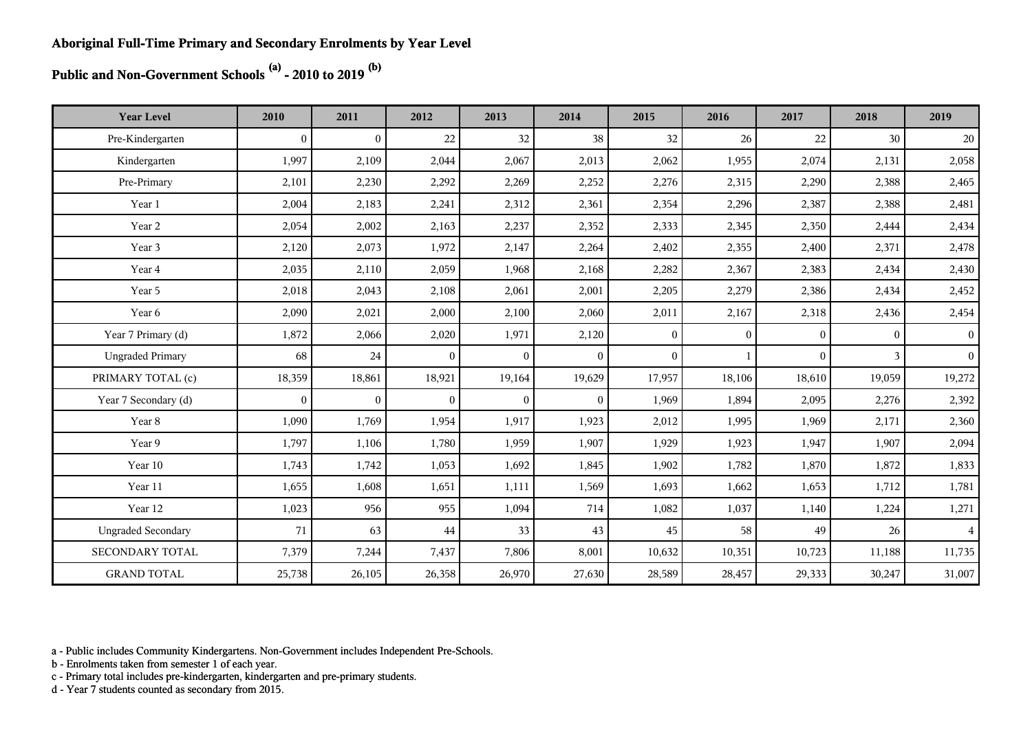**Aboriginal Full-Time Primary and Secondary Enrolments by Year Level**

**Public and Non-Government Schools [(a)] - 2010 to 2019 [(b)]**

| Year Level | 2010 | 2011 | 2012 | 2013 | 2014 | 2015 | 2016 | 2017 | 2018 | 2019 |
|---|---|---|---|---|---|---|---|---|---|---|
| Pre-Kindergarten | 0 | 0 | 22 | 32 | 38 | 32 | 26 | 22 | 30 | 20 |
| Kindergarten | 1,997 | 2,109 | 2,044 | 2,067 | 2,013 | 2,062 | 1,955 | 2,074 | 2,131 | 2,058 |
| Pre-Primary | 2,101 | 2,230 | 2,292 | 2,269 | 2,252 | 2,276 | 2,315 | 2,290 | 2,388 | 2,465 |
| Year 1 | 2,004 | 2,183 | 2,241 | 2,312 | 2,361 | 2,354 | 2,296 | 2,387 | 2,388 | 2,481 |
| Year 2 | 2,054 | 2,002 | 2,163 | 2,237 | 2,352 | 2,333 | 2,345 | 2,350 | 2,444 | 2,434 |
| Year 3 | 2,120 | 2,073 | 1,972 | 2,147 | 2,264 | 2,402 | 2,355 | 2,400 | 2,371 | 2,478 |
| Year 4 | 2,035 | 2,110 | 2,059 | 1,968 | 2,168 | 2,282 | 2,367 | 2,383 | 2,434 | 2,430 |
| Year 5 | 2,018 | 2,043 | 2,108 | 2,061 | 2,001 | 2,205 | 2,279 | 2,386 | 2,434 | 2,452 |
| Year 6 | 2,090 | 2,021 | 2,000 | 2,100 | 2,060 | 2,011 | 2,167 | 2,318 | 2,436 | 2,454 |
| Year 7 Primary (d) | 1,872 | 2,066 | 2,020 | 1,971 | 2,120 | 0 | 0 | 0 | 0 | 0 |
| Ungraded Primary | 68 | 24 | 0 | 0 | 0 | 0 | 1 | 0 | 3 | 0 |
| PRIMARY TOTAL (c) | 18,359 | 18,861 | 18,921 | 19,164 | 19,629 | 17,957 | 18,106 | 18,610 | 19,059 | 19,272 |
| Year 7 Secondary (d) | 0 | 0 | 0 | 0 | 0 | 1,969 | 1,894 | 2,095 | 2,276 | 2,392 |
| Year 8 | 1,090 | 1,769 | 1,954 | 1,917 | 1,923 | 2,012 | 1,995 | 1,969 | 2,171 | 2,360 |
| Year 9 | 1,797 | 1,106 | 1,780 | 1,959 | 1,907 | 1,929 | 1,923 | 1,947 | 1,907 | 2,094 |
| Year 10 | 1,743 | 1,742 | 1,053 | 1,692 | 1,845 | 1,902 | 1,782 | 1,870 | 1,872 | 1,833 |
| Year 11 | 1,655 | 1,608 | 1,651 | 1,111 | 1,569 | 1,693 | 1,662 | 1,653 | 1,712 | 1,781 |
| Year 12 | 1,023 | 956 | 955 | 1,094 | 714 | 1,082 | 1,037 | 1,140 | 1,224 | 1,271 |
| Ungraded Secondary | 71 | 63 | 44 | 33 | 43 | 45 | 58 | 49 | 26 | 4 |
| SECONDARY TOTAL | 7,379 | 7,244 | 7,437 | 7,806 | 8,001 | 10,632 | 10,351 | 10,723 | 11,188 | 11,735 |
| GRAND TOTAL | 25,738 | 26,105 | 26,358 | 26,970 | 27,630 | 28,589 | 28,457 | 29,333 | 30,247 | 31,007 |

a - Public includes Community Kindergartens. Non-Government includes Independent Pre-Schools.
b - Enrolments taken from semester 1 of each year.
c - Primary total includes pre-kindergarten, kindergarten and pre-primary students.
d - Year 7 students counted as secondary from 2015.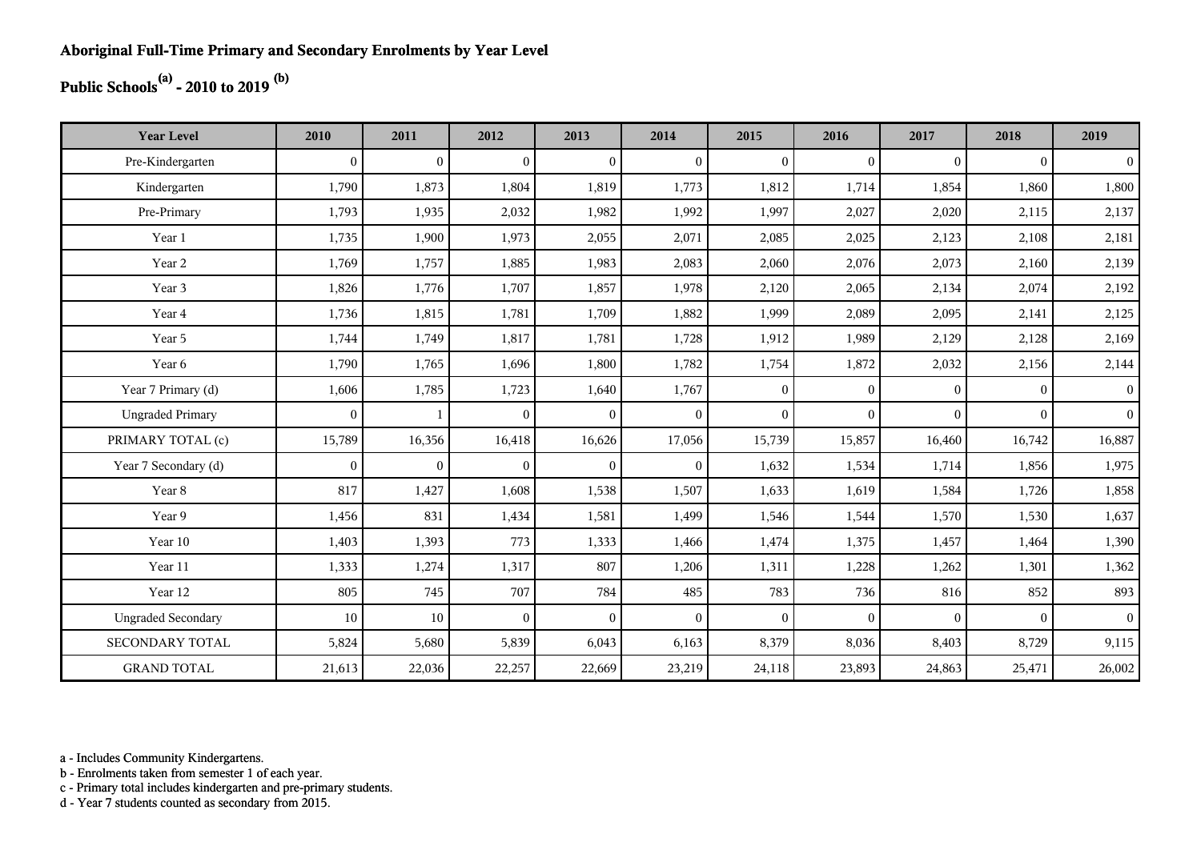**Aboriginal Full-Time Primary and Secondary Enrolments by Year Level**

**Public Schools[(a)] - 2010 to 2019 [(b)]**

| Year Level | 2010 | 2011 | 2012 | 2013 | 2014 | 2015 | 2016 | 2017 | 2018 | 2019 |
|---|---|---|---|---|---|---|---|---|---|---|
| Pre-Kindergarten | 0 | 0 | 0 | 0 | 0 | 0 | 0 | 0 | 0 | 0 |
| Kindergarten | 1,790 | 1,873 | 1,804 | 1,819 | 1,773 | 1,812 | 1,714 | 1,854 | 1,860 | 1,800 |
| Pre-Primary | 1,793 | 1,935 | 2,032 | 1,982 | 1,992 | 1,997 | 2,027 | 2,020 | 2,115 | 2,137 |
| Year 1 | 1,735 | 1,900 | 1,973 | 2,055 | 2,071 | 2,085 | 2,025 | 2,123 | 2,108 | 2,181 |
| Year 2 | 1,769 | 1,757 | 1,885 | 1,983 | 2,083 | 2,060 | 2,076 | 2,073 | 2,160 | 2,139 |
| Year 3 | 1,826 | 1,776 | 1,707 | 1,857 | 1,978 | 2,120 | 2,065 | 2,134 | 2,074 | 2,192 |
| Year 4 | 1,736 | 1,815 | 1,781 | 1,709 | 1,882 | 1,999 | 2,089 | 2,095 | 2,141 | 2,125 |
| Year 5 | 1,744 | 1,749 | 1,817 | 1,781 | 1,728 | 1,912 | 1,989 | 2,129 | 2,128 | 2,169 |
| Year 6 | 1,790 | 1,765 | 1,696 | 1,800 | 1,782 | 1,754 | 1,872 | 2,032 | 2,156 | 2,144 |
| Year 7 Primary (d) | 1,606 | 1,785 | 1,723 | 1,640 | 1,767 | 0 | 0 | 0 | 0 | 0 |
| Ungraded Primary | 0 | 1 | 0 | 0 | 0 | 0 | 0 | 0 | 0 | 0 |
| PRIMARY TOTAL (c) | 15,789 | 16,356 | 16,418 | 16,626 | 17,056 | 15,739 | 15,857 | 16,460 | 16,742 | 16,887 |
| Year 7 Secondary (d) | 0 | 0 | 0 | 0 | 0 | 1,632 | 1,534 | 1,714 | 1,856 | 1,975 |
| Year 8 | 817 | 1,427 | 1,608 | 1,538 | 1,507 | 1,633 | 1,619 | 1,584 | 1,726 | 1,858 |
| Year 9 | 1,456 | 831 | 1,434 | 1,581 | 1,499 | 1,546 | 1,544 | 1,570 | 1,530 | 1,637 |
| Year 10 | 1,403 | 1,393 | 773 | 1,333 | 1,466 | 1,474 | 1,375 | 1,457 | 1,464 | 1,390 |
| Year 11 | 1,333 | 1,274 | 1,317 | 807 | 1,206 | 1,311 | 1,228 | 1,262 | 1,301 | 1,362 |
| Year 12 | 805 | 745 | 707 | 784 | 485 | 783 | 736 | 816 | 852 | 893 |
| Ungraded Secondary | 10 | 10 | 0 | 0 | 0 | 0 | 0 | 0 | 0 | 0 |
| SECONDARY TOTAL | 5,824 | 5,680 | 5,839 | 6,043 | 6,163 | 8,379 | 8,036 | 8,403 | 8,729 | 9,115 |
| GRAND TOTAL | 21,613 | 22,036 | 22,257 | 22,669 | 23,219 | 24,118 | 23,893 | 24,863 | 25,471 | 26,002 |

a - Includes Community Kindergartens.
b - Enrolments taken from semester 1 of each year.
c - Primary total includes kindergarten and pre-primary students.
d - Year 7 students counted as secondary from 2015.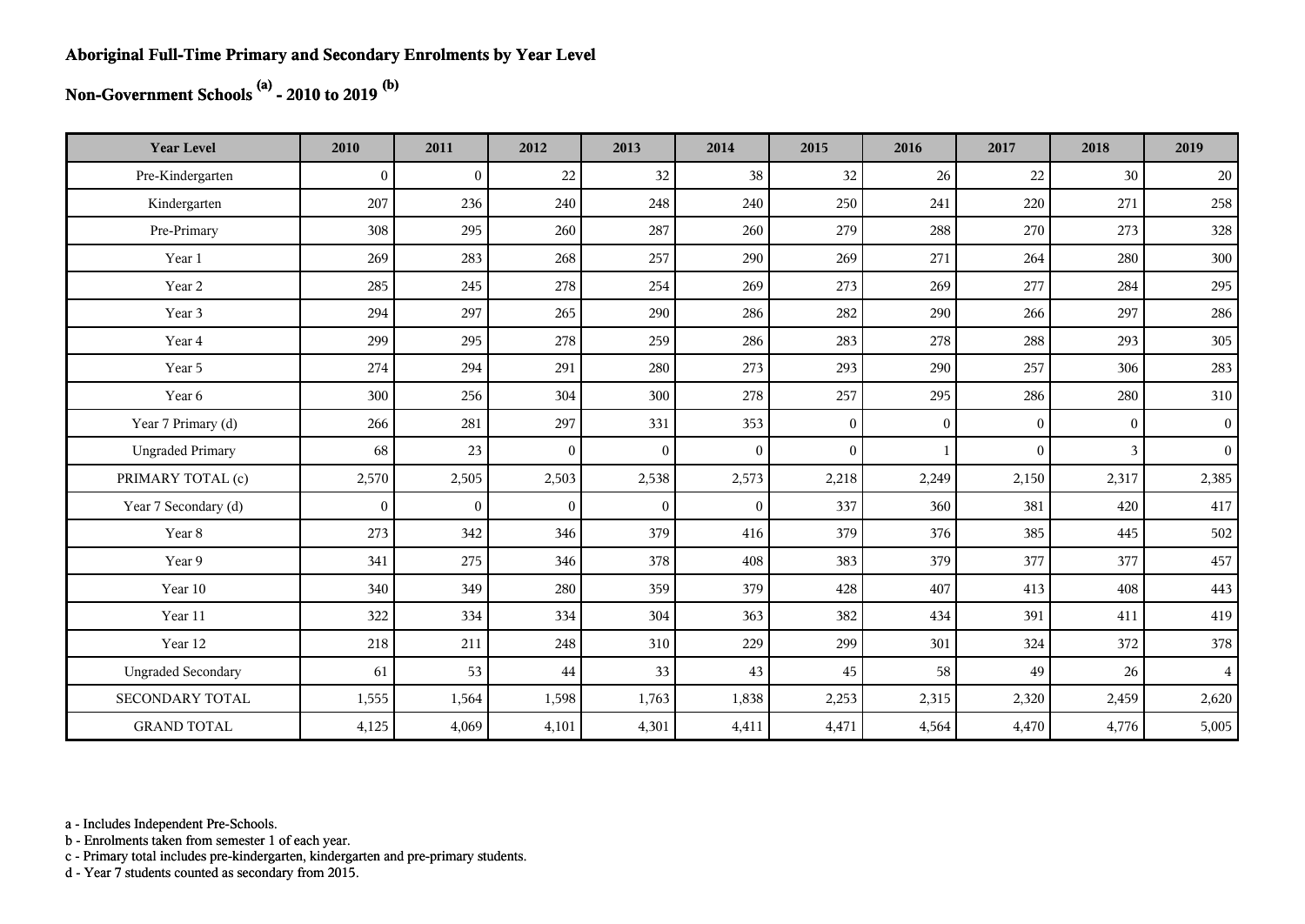**Aboriginal Full-Time Primary and Secondary Enrolments by Year Level**

**Non-Government Schools [(a)] - 2010 to 2019 [(b)]**

| Year Level | 2010 | 2011 | 2012 | 2013 | 2014 | 2015 | 2016 | 2017 | 2018 | 2019 |
|---|---|---|---|---|---|---|---|---|---|---|
| Pre-Kindergarten | 0 | 0 | 22 | 32 | 38 | 32 | 26 | 22 | 30 | 20 |
| Kindergarten | 207 | 236 | 240 | 248 | 240 | 250 | 241 | 220 | 271 | 258 |
| Pre-Primary | 308 | 295 | 260 | 287 | 260 | 279 | 288 | 270 | 273 | 328 |
| Year 1 | 269 | 283 | 268 | 257 | 290 | 269 | 271 | 264 | 280 | 300 |
| Year 2 | 285 | 245 | 278 | 254 | 269 | 273 | 269 | 277 | 284 | 295 |
| Year 3 | 294 | 297 | 265 | 290 | 286 | 282 | 290 | 266 | 297 | 286 |
| Year 4 | 299 | 295 | 278 | 259 | 286 | 283 | 278 | 288 | 293 | 305 |
| Year 5 | 274 | 294 | 291 | 280 | 273 | 293 | 290 | 257 | 306 | 283 |
| Year 6 | 300 | 256 | 304 | 300 | 278 | 257 | 295 | 286 | 280 | 310 |
| Year 7 Primary (d) | 266 | 281 | 297 | 331 | 353 | 0 | 0 | 0 | 0 | 0 |
| Ungraded Primary | 68 | 23 | 0 | 0 | 0 | 0 | 1 | 0 | 3 | 0 |
| PRIMARY TOTAL (c) | 2,570 | 2,505 | 2,503 | 2,538 | 2,573 | 2,218 | 2,249 | 2,150 | 2,317 | 2,385 |
| Year 7 Secondary (d) | 0 | 0 | 0 | 0 | 0 | 337 | 360 | 381 | 420 | 417 |
| Year 8 | 273 | 342 | 346 | 379 | 416 | 379 | 376 | 385 | 445 | 502 |
| Year 9 | 341 | 275 | 346 | 378 | 408 | 383 | 379 | 377 | 377 | 457 |
| Year 10 | 340 | 349 | 280 | 359 | 379 | 428 | 407 | 413 | 408 | 443 |
| Year 11 | 322 | 334 | 334 | 304 | 363 | 382 | 434 | 391 | 411 | 419 |
| Year 12 | 218 | 211 | 248 | 310 | 229 | 299 | 301 | 324 | 372 | 378 |
| Ungraded Secondary | 61 | 53 | 44 | 33 | 43 | 45 | 58 | 49 | 26 | 4 |
| SECONDARY TOTAL | 1,555 | 1,564 | 1,598 | 1,763 | 1,838 | 2,253 | 2,315 | 2,320 | 2,459 | 2,620 |
| GRAND TOTAL | 4,125 | 4,069 | 4,101 | 4,301 | 4,411 | 4,471 | 4,564 | 4,470 | 4,776 | 5,005 |

a - Includes Independent Pre-Schools.
b - Enrolments taken from semester 1 of each year.
c - Primary total includes pre-kindergarten, kindergarten and pre-primary students.
d - Year 7 students counted as secondary from 2015.